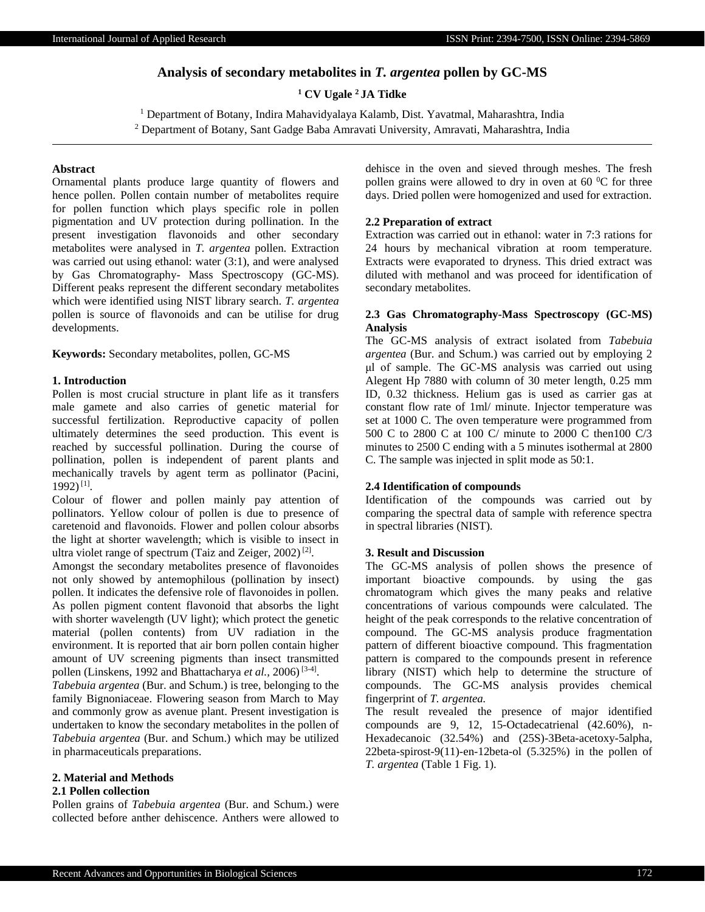# Analysis of secondary metabolites in *T. argentea* pollen by GC-MS

**[1] CV Ugale [2] JA Tidke**

[1] Department of Botany, Indira Mahavidyalaya Kalamb, Dist. Yavatmal, Maharashtra, India
[2] Department of Botany, Sant Gadge Baba Amravati University, Amravati, Maharashtra, India

## Abstract

Ornamental plants produce large quantity of flowers and hence pollen. Pollen contain number of metabolites require for pollen function which plays specific role in pollen pigmentation and UV protection during pollination. In the present investigation flavonoids and other secondary metabolites were analysed in *T. argentea* pollen. Extraction was carried out using ethanol: water (3:1), and were analysed by Gas Chromatography- Mass Spectroscopy (GC-MS). Different peaks represent the different secondary metabolites which were identified using NIST library search. *T. argentea* pollen is source of flavonoids and can be utilise for drug developments.

**Keywords:** Secondary metabolites, pollen, GC-MS

## 1. Introduction

Pollen is most crucial structure in plant life as it transfers male gamete and also carries of genetic material for successful fertilization. Reproductive capacity of pollen ultimately determines the seed production. This event is reached by successful pollination. During the course of pollination, pollen is independent of parent plants and mechanically travels by agent term as pollinator (Pacini, 1992) [1].

Colour of flower and pollen mainly pay attention of pollinators. Yellow colour of pollen is due to presence of caretenoid and flavonoids. Flower and pollen colour absorbs the light at shorter wavelength; which is visible to insect in ultra violet range of spectrum (Taiz and Zeiger, 2002) [2].

Amongst the secondary metabolites presence of flavonoides not only showed by antemophilous (pollination by insect) pollen. It indicates the defensive role of flavonoides in pollen. As pollen pigment content flavonoid that absorbs the light with shorter wavelength (UV light); which protect the genetic material (pollen contents) from UV radiation in the environment. It is reported that air born pollen contain higher amount of UV screening pigments than insect transmitted pollen (Linskens, 1992 and Bhattacharya *et al.*, 2006) [3-4].

*Tabebuia argentea* (Bur. and Schum.) is tree, belonging to the family Bignoniaceae. Flowering season from March to May and commonly grow as avenue plant. Present investigation is undertaken to know the secondary metabolites in the pollen of *Tabebuia argentea* (Bur. and Schum.) which may be utilized in pharmaceuticals preparations.

## 2. Material and Methods

### 2.1 Pollen collection

Pollen grains of *Tabebuia argentea* (Bur. and Schum.) were collected before anther dehiscence. Anthers were allowed to dehisce in the oven and sieved through meshes. The fresh pollen grains were allowed to dry in oven at 60 $^0$C for three days. Dried pollen were homogenized and used for extraction.

### 2.2 Preparation of extract

Extraction was carried out in ethanol: water in 7:3 rations for 24 hours by mechanical vibration at room temperature. Extracts were evaporated to dryness. This dried extract was diluted with methanol and was proceed for identification of secondary metabolites.

### 2.3 Gas Chromatography-Mass Spectroscopy (GC-MS) Analysis

The GC-MS analysis of extract isolated from *Tabebuia argentea* (Bur. and Schum.) was carried out by employing 2 μl of sample. The GC-MS analysis was carried out using Alegent Hp 7880 with column of 30 meter length, 0.25 mm ID, 0.32 thickness. Helium gas is used as carrier gas at constant flow rate of 1ml/ minute. Injector temperature was set at 1000 C. The oven temperature were programmed from 500 C to 2800 C at 100 C/ minute to 2000 C then100 C/3 minutes to 2500 C ending with a 5 minutes isothermal at 2800 C. The sample was injected in split mode as 50:1.

### 2.4 Identification of compounds

Identification of the compounds was carried out by comparing the spectral data of sample with reference spectra in spectral libraries (NIST).

## 3. Result and Discussion

The GC-MS analysis of pollen shows the presence of important bioactive compounds. by using the gas chromatogram which gives the many peaks and relative concentrations of various compounds were calculated. The height of the peak corresponds to the relative concentration of compound. The GC-MS analysis produce fragmentation pattern of different bioactive compound. This fragmentation pattern is compared to the compounds present in reference library (NIST) which help to determine the structure of compounds. The GC-MS analysis provides chemical fingerprint of *T. argentea.*

The result revealed the presence of major identified compounds are 9, 12, 15-Octadecatrienal (42.60%), n-Hexadecanoic (32.54%) and (25S)-3Beta-acetoxy-5alpha, 22beta-spirost-9(11)-en-12beta-ol (5.325%) in the pollen of *T. argentea* (Table 1 Fig. 1).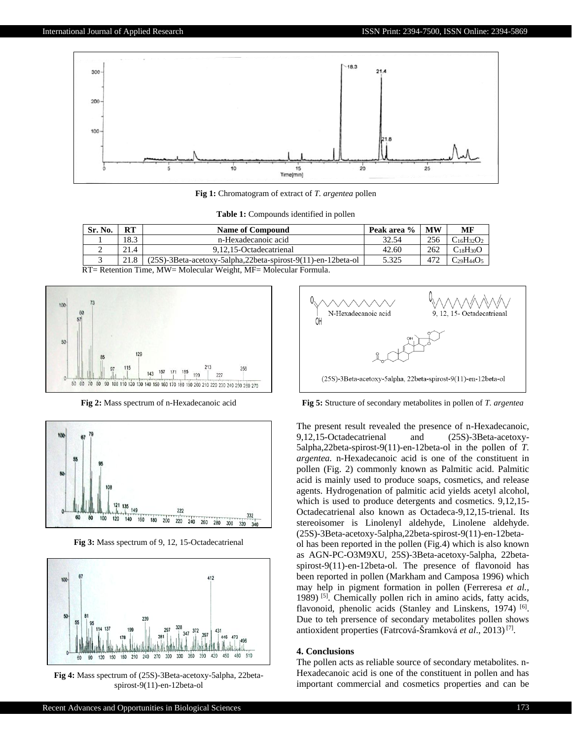1.8
21.4
18.3
300
200
100
0
5
10
15
20
25
Time[min]

**Fig 1:** Chromatogram of extract of *T. argentea* pollen

**Table 1:** Compounds identified in pollen

| Sr. No. | RT | Name of Compound | Peak area % | MW | MF |
|---|---|---|---|---|---|
| 1 | 18.3 | n-Hexadecanoic acid | 32.54 | 256 | $C_{16}H_{32}O_2$ |
| 2 | 21.4 | 9,12,15-Octadecatrienal | 42.60 | 262 | $C_{18}H_{30}O$ |
| 3 | 21.8 | (25S)-3Beta-acetoxy-5alpha,22beta-spirost-9(11)-en-12beta-ol | 5.325 | 472 | $C_{29}H_{44}O_5$ |

RT= Retention Time, MW= Molecular Weight, MF= Molecular Formula.

**Fig 2:** Mass spectrum of n-Hexadecanoic acid

**Fig 3:** Mass spectrum of 9, 12, 15-Octadecatrienal

**Fig 4:** Mass spectrum of (25S)-3Beta-acetoxy-5alpha, 22beta-spirost-9(11)-en-12beta-ol

N-Hexadecanoic acid
9, 12, 15- Octadecatrienal
(25S)-3Beta-acetoxy-5alpha, 22beta-spirost-9(11)-en-12beta-ol

**Fig 5:** Structure of secondary metabolites in pollen of *T. argentea*

The present result revealed the presence of n-Hexadecanoic, 9,12,15-Octadecatrienal and (25S)-3Beta-acetoxy-5alpha,22beta-spirost-9(11)-en-12beta-ol in the pollen of *T. argentea.* n-Hexadecanoic acid is one of the constituent in pollen (Fig. 2) commonly known as Palmitic acid. Palmitic acid is mainly used to produce soaps, cosmetics, and release agents. Hydrogenation of palmitic acid yields acetyl alcohol, which is used to produce detergents and cosmetics. 9,12,15-Octadecatrienal also known as Octadeca-9,12,15-trienal. Its stereoisomer is Linolenyl aldehyde, Linolene aldehyde. (25S)-3Beta-acetoxy-5alpha,22beta-spirost-9(11)-en-12beta-ol has been reported in the pollen (Fig.4) which is also known as AGN-PC-O3M9XU, 25S)-3Beta-acetoxy-5alpha, 22beta-spirost-9(11)-en-12beta-ol. The presence of flavonoid has been reported in pollen (Markham and Camposa 1996) which may help in pigment formation in pollen (Ferreresa *et al.*, 1989) [5]. Chemically pollen rich in amino acids, fatty acids, flavonoid, phenolic acids (Stanley and Linskens, 1974) [6]. Due to teh prersence of secondary metabolites pollen shows antioxident properties (Fatrcová-Šramková *et al*., 2013) [7].

## 4. Conclusions

The pollen acts as reliable source of secondary metabolites. n-Hexadecanoic acid is one of the constituent in pollen and has important commercial and cosmetics properties and can be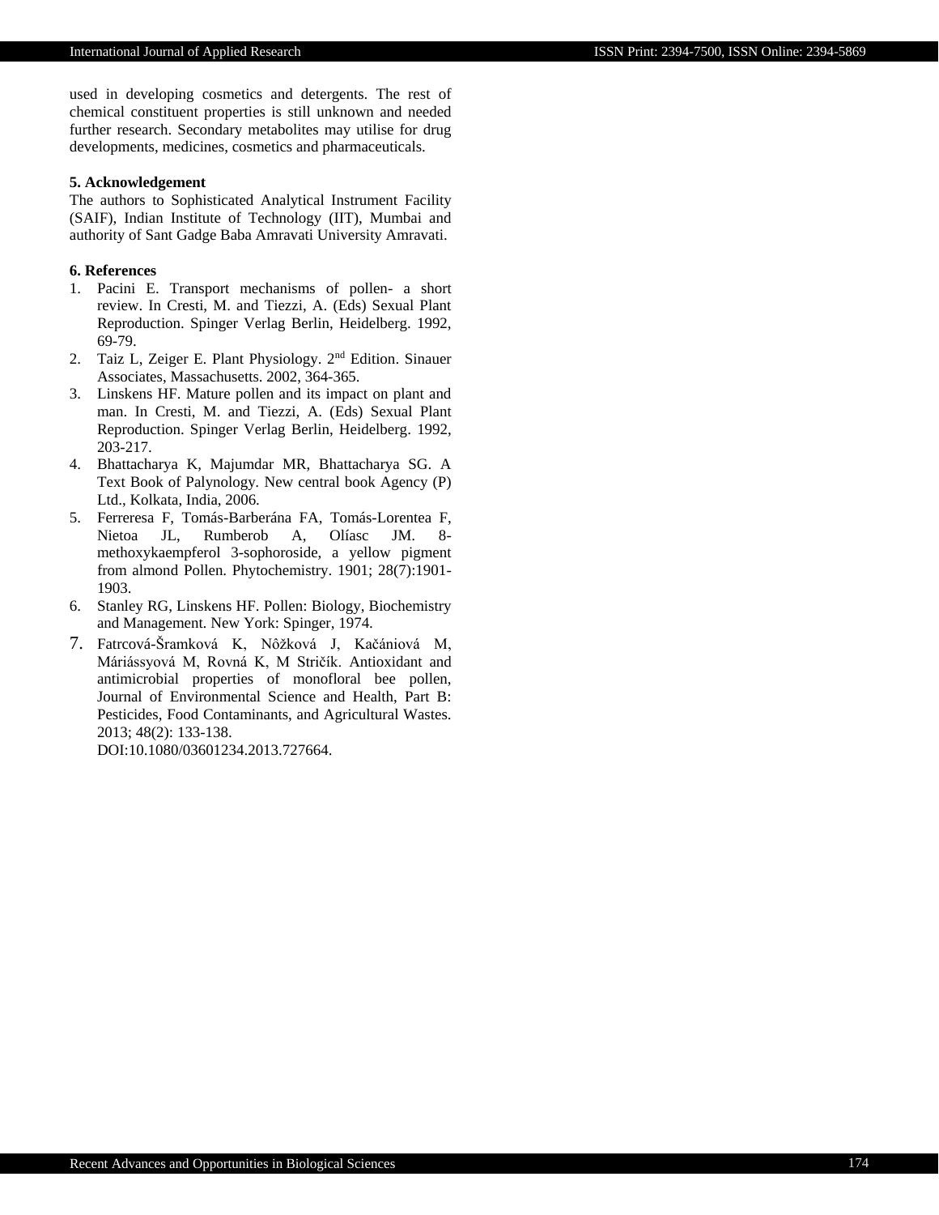used in developing cosmetics and detergents. The rest of chemical constituent properties is still unknown and needed further research. Secondary metabolites may utilise for drug developments, medicines, cosmetics and pharmaceuticals.

## 5. Acknowledgement

The authors to Sophisticated Analytical Instrument Facility (SAIF), Indian Institute of Technology (IIT), Mumbai and authority of Sant Gadge Baba Amravati University Amravati.

## 6. References

1. Pacini E. Transport mechanisms of pollen- a short review. In Cresti, M. and Tiezzi, A. (Eds) Sexual Plant Reproduction. Spinger Verlag Berlin, Heidelberg. 1992, 69-79.
2. Taiz L, Zeiger E. Plant Physiology. 2nd Edition. Sinauer Associates, Massachusetts. 2002, 364-365.
3. Linskens HF. Mature pollen and its impact on plant and man. In Cresti, M. and Tiezzi, A. (Eds) Sexual Plant Reproduction. Spinger Verlag Berlin, Heidelberg. 1992, 203-217.
4. Bhattacharya K, Majumdar MR, Bhattacharya SG. A Text Book of Palynology. New central book Agency (P) Ltd., Kolkata, India, 2006.
5. Ferreresa F, Tomás-Barberána FA, Tomás-Lorentea F, Nietoa JL, Rumberob A, Olíasc JM. 8-methoxykaempferol 3-sophoroside, a yellow pigment from almond Pollen. Phytochemistry. 1901; 28(7):1901-1903.
6. Stanley RG, Linskens HF. Pollen: Biology, Biochemistry and Management. New York: Spinger, 1974.
7. Fatrcová-Šramková K, Nôžková J, Kačániová M, Máriássyová M, Rovná K, M Stričík. Antioxidant and antimicrobial properties of monofloral bee pollen, Journal of Environmental Science and Health, Part B: Pesticides, Food Contaminants, and Agricultural Wastes. 2013; 48(2): 133-138. DOI:10.1080/03601234.2013.727664.